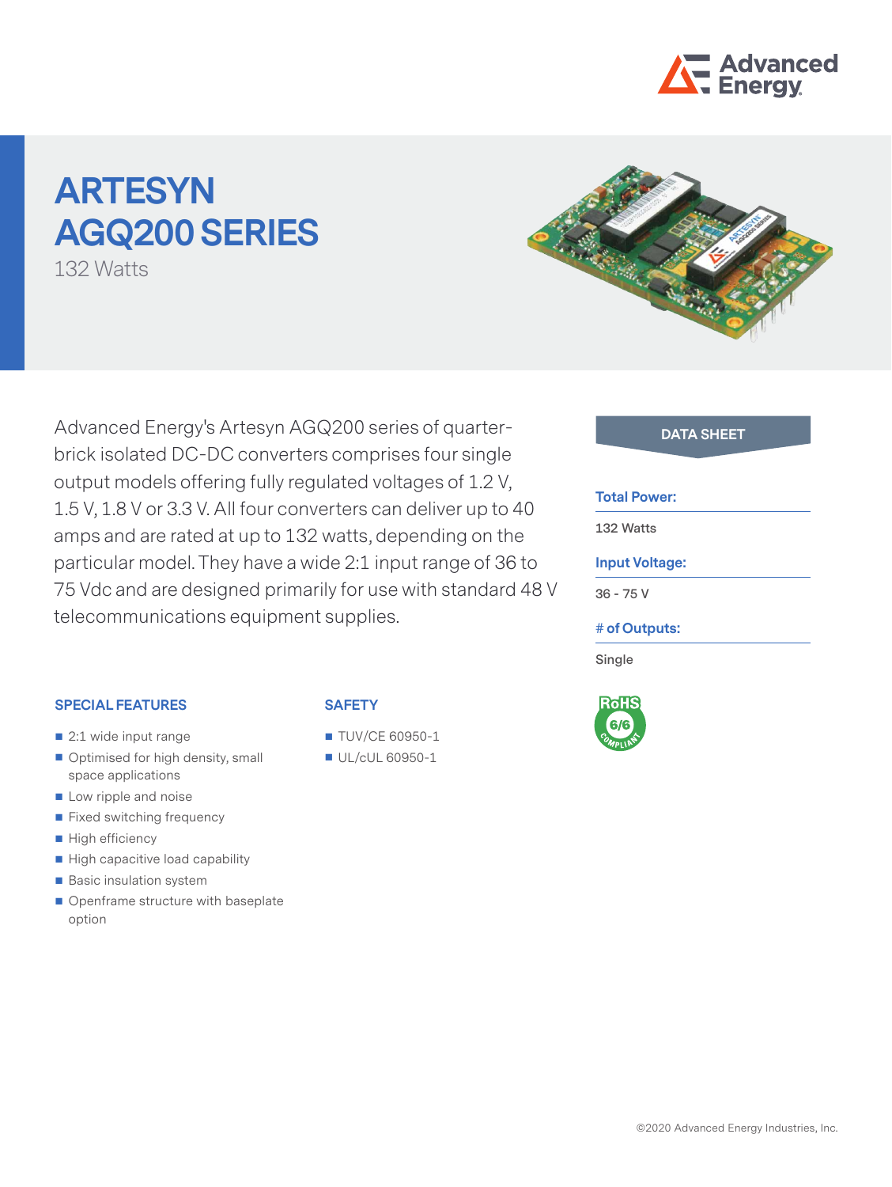# ARTESYN AGQ200 SERIES

132 Watts

Advanced Energy's Artesyn AGQ200 series of quarter-brick isolated DC-DC converters comprises four single output models offering fully regulated voltages of 1.2 V, 1.5 V, 1.8 V or 3.3 V. All four converters can deliver up to 40 amps and are rated at up to 132 watts, depending on the particular model. They have a wide 2:1 input range of 36 to 75 Vdc and are designed primarily for use with standard 48 V telecommunications equipment supplies.

**DATA SHEET**

**Total Power:**

132 Watts

**Input Voltage:**

36 - 75 V

**# of Outputs:**

Single

RoHS 6/6 COMPLIANT

## SPECIAL FEATURES

- 2:1 wide input range
- Optimised for high density, small space applications
- Low ripple and noise
- Fixed switching frequency
- High efficiency
- High capacitive load capability
- Basic insulation system
- Openframe structure with baseplate option

## SAFETY

- TUV/CE 60950-1
- UL/cUL 60950-1

©2020 Advanced Energy Industries, Inc.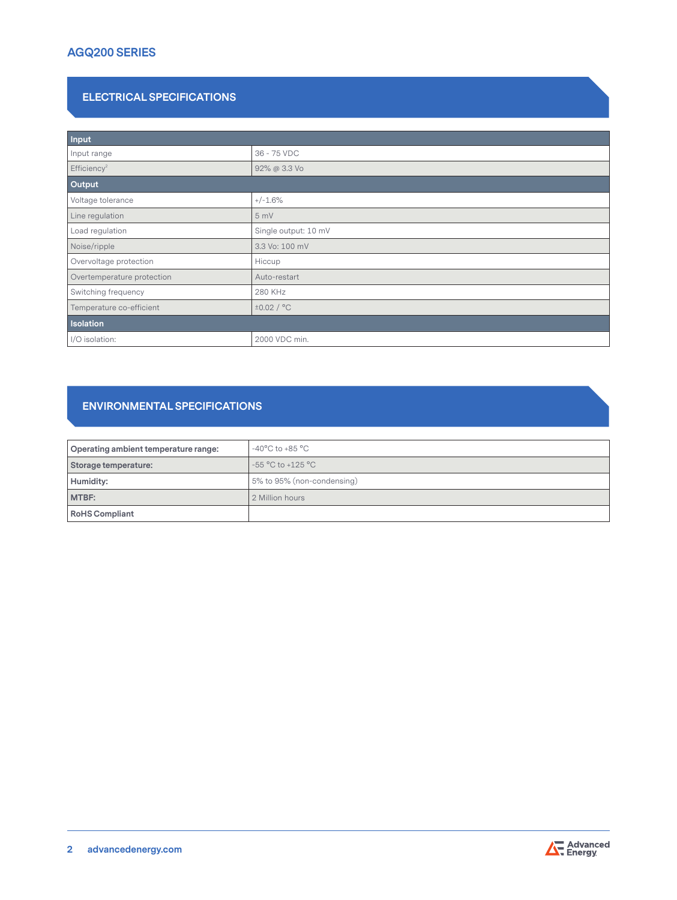# AGQ200 SERIES

## ELECTRICAL SPECIFICATIONS

| Input | |
|---|---|
| Input range | 36 - 75 VDC |
| Efficiency[2] | 92% @ 3.3 Vo |
| **Output** | |
| Voltage tolerance | +/-1.6% |
| Line regulation | 5 mV |
| Load regulation | Single output: 10 mV |
| Noise/ripple | 3.3 Vo: 100 mV |
| Overvoltage protection | Hiccup |
| Overtemperature protection | Auto-restart |
| Switching frequency | 280 KHz |
| Temperature co-efficient | ±0.02 / °C |
| **Isolation** | |
| I/O isolation: | 2000 VDC min. |

## ENVIRONMENTAL SPECIFICATIONS

| Operating ambient temperature range: | -40°C to +85 °C |
|---|---|
| **Storage temperature:** | -55 °C to +125 °C |
| **Humidity:** | 5% to 95% (non-condensing) |
| **MTBF:** | 2 Million hours |
| **RoHS Compliant** | |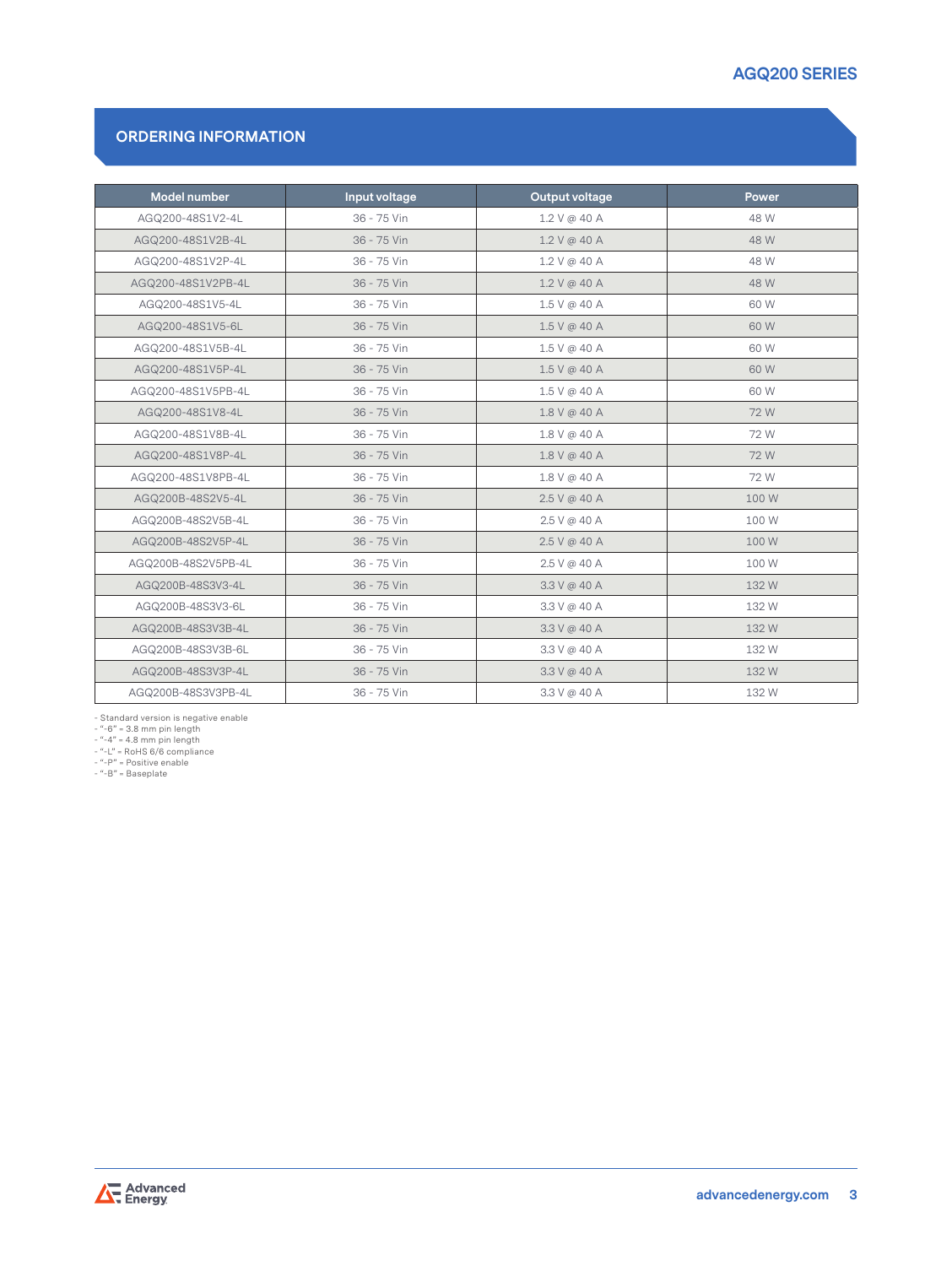## ORDERING INFORMATION

| Model number | Input voltage | Output voltage | Power |
|---|---|---|---|
| AGQ200-48S1V2-4L | 36 - 75 Vin | 1.2 V @ 40 A | 48 W |
| AGQ200-48S1V2B-4L | 36 - 75 Vin | 1.2 V @ 40 A | 48 W |
| AGQ200-48S1V2P-4L | 36 - 75 Vin | 1.2 V @ 40 A | 48 W |
| AGQ200-48S1V2PB-4L | 36 - 75 Vin | 1.2 V @ 40 A | 48 W |
| AGQ200-48S1V5-4L | 36 - 75 Vin | 1.5 V @ 40 A | 60 W |
| AGQ200-48S1V5-6L | 36 - 75 Vin | 1.5 V @ 40 A | 60 W |
| AGQ200-48S1V5B-4L | 36 - 75 Vin | 1.5 V @ 40 A | 60 W |
| AGQ200-48S1V5P-4L | 36 - 75 Vin | 1.5 V @ 40 A | 60 W |
| AGQ200-48S1V5PB-4L | 36 - 75 Vin | 1.5 V @ 40 A | 60 W |
| AGQ200-48S1V8-4L | 36 - 75 Vin | 1.8 V @ 40 A | 72 W |
| AGQ200-48S1V8B-4L | 36 - 75 Vin | 1.8 V @ 40 A | 72 W |
| AGQ200-48S1V8P-4L | 36 - 75 Vin | 1.8 V @ 40 A | 72 W |
| AGQ200-48S1V8PB-4L | 36 - 75 Vin | 1.8 V @ 40 A | 72 W |
| AGQ200B-48S2V5-4L | 36 - 75 Vin | 2.5 V @ 40 A | 100 W |
| AGQ200B-48S2V5B-4L | 36 - 75 Vin | 2.5 V @ 40 A | 100 W |
| AGQ200B-48S2V5P-4L | 36 - 75 Vin | 2.5 V @ 40 A | 100 W |
| AGQ200B-48S2V5PB-4L | 36 - 75 Vin | 2.5 V @ 40 A | 100 W |
| AGQ200B-48S3V3-4L | 36 - 75 Vin | 3.3 V @ 40 A | 132 W |
| AGQ200B-48S3V3-6L | 36 - 75 Vin | 3.3 V @ 40 A | 132 W |
| AGQ200B-48S3V3B-4L | 36 - 75 Vin | 3.3 V @ 40 A | 132 W |
| AGQ200B-48S3V3B-6L | 36 - 75 Vin | 3.3 V @ 40 A | 132 W |
| AGQ200B-48S3V3P-4L | 36 - 75 Vin | 3.3 V @ 40 A | 132 W |
| AGQ200B-48S3V3PB-4L | 36 - 75 Vin | 3.3 V @ 40 A | 132 W |

- Standard version is negative enable
- "-6" = 3.8 mm pin length
- "-4" = 4.8 mm pin length
- "-L" = RoHS 6/6 compliance
- "-P" = Positive enable
- "-B" = Baseplate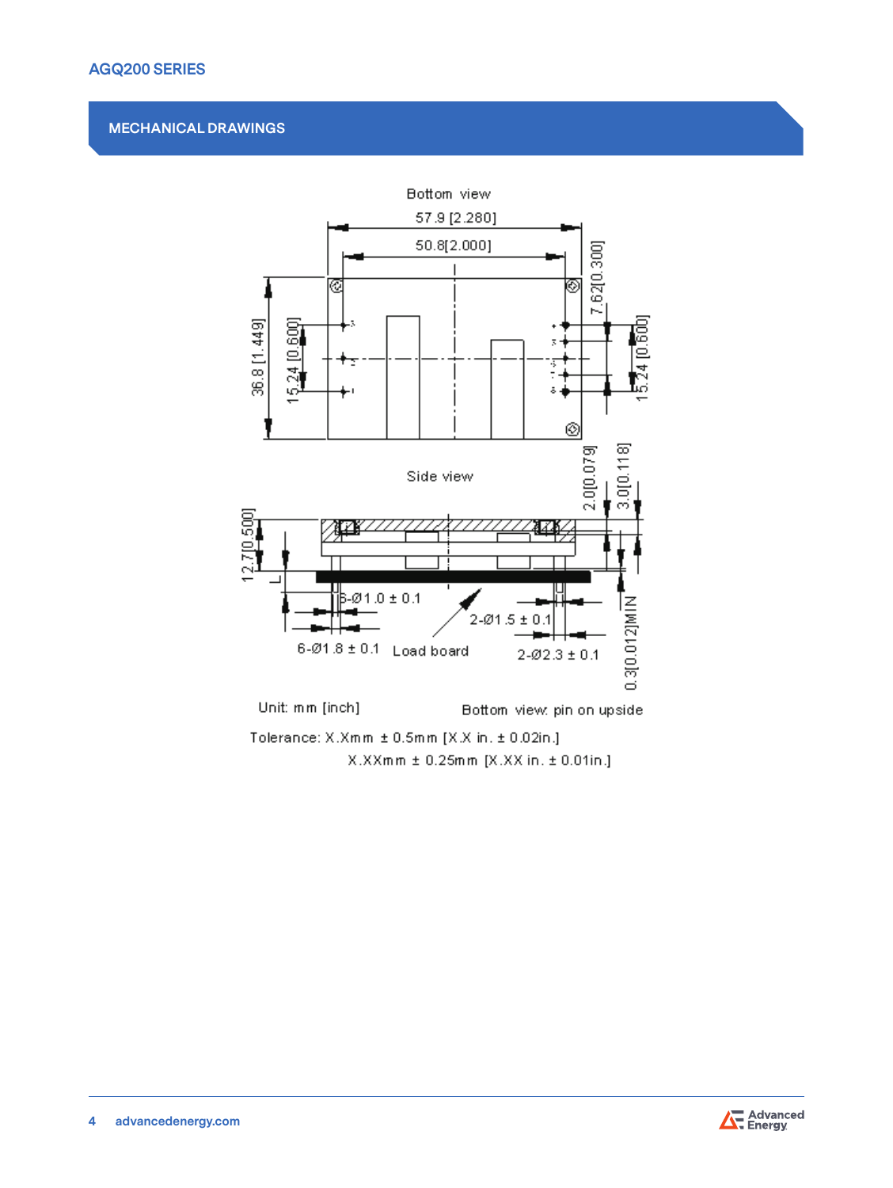## MECHANICAL DRAWINGS

Bottom view

57.9 [2.280]

50.8[2.000]

7.62[0.300]

36.8 [1.449]

15.24 [0.600]

15.24 [0.600]

Side view

2.0[0.079]

3.0[0.118]

12.7[0.500]

L

6-Ø1.0 ± 0.1

2-Ø1.5 ± 0.1

6-Ø1.8 ± 0.1

Load board

2-Ø2.3 ± 0.1

0.3[0.012]MIN

Unit: mm [inch]

Bottom view: pin on upside

Tolerance: X.Xmm ± 0.5mm [X.X in. ± 0.02in.]

X.XXmm ± 0.25mm [X.XX in. ± 0.01in.]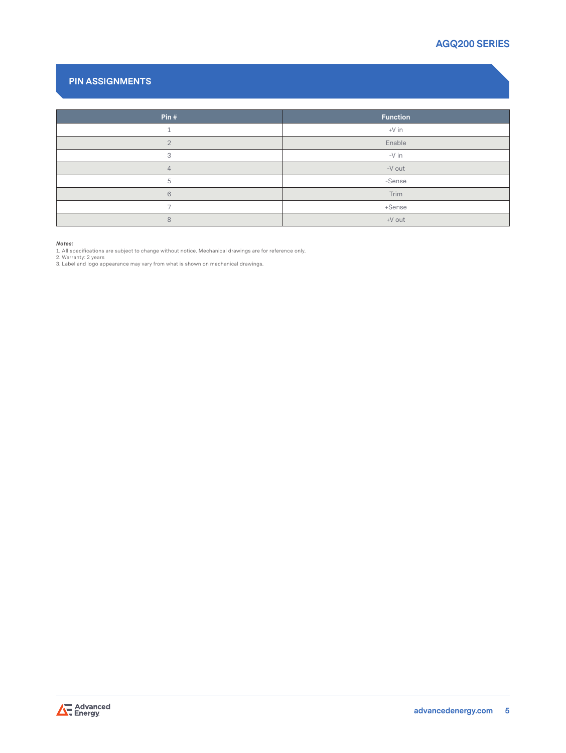## PIN ASSIGNMENTS

| Pin # | Function |
|---|---|
| 1 | +V in |
| 2 | Enable |
| 3 | -V in |
| 4 | -V out |
| 5 | -Sense |
| 6 | Trim |
| 7 | +Sense |
| 8 | +V out |

***Notes:***
1. All specifications are subject to change without notice. Mechanical drawings are for reference only.
2. Warranty: 2 years
3. Label and logo appearance may vary from what is shown on mechanical drawings.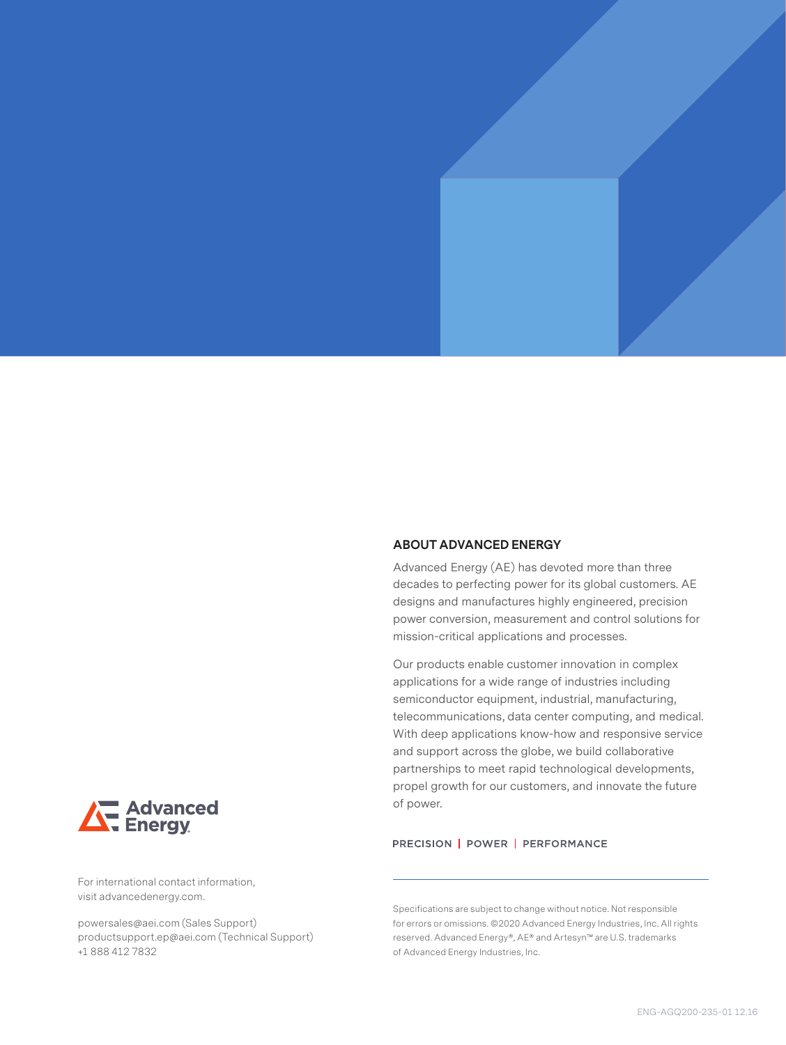## ABOUT ADVANCED ENERGY

Advanced Energy (AE) has devoted more than three decades to perfecting power for its global customers. AE designs and manufactures highly engineered, precision power conversion, measurement and control solutions for mission-critical applications and processes.

Our products enable customer innovation in complex applications for a wide range of industries including semiconductor equipment, industrial, manufacturing, telecommunications, data center computing, and medical. With deep applications know-how and responsive service and support across the globe, we build collaborative partnerships to meet rapid technological developments, propel growth for our customers, and innovate the future of power.

PRECISION | POWER | PERFORMANCE

Advanced Energy

For international contact information, visit advancedenergy.com.

powersales@aei.com (Sales Support)
productsupport.ep@aei.com (Technical Support)
+1 888 412 7832

Specifications are subject to change without notice. Not responsible for errors or omissions. ©2020 Advanced Energy Industries, Inc. All rights reserved. Advanced Energy®, AE® and Artesyn™ are U.S. trademarks of Advanced Energy Industries, Inc.

ENG-AGQ200-235-01 12.16